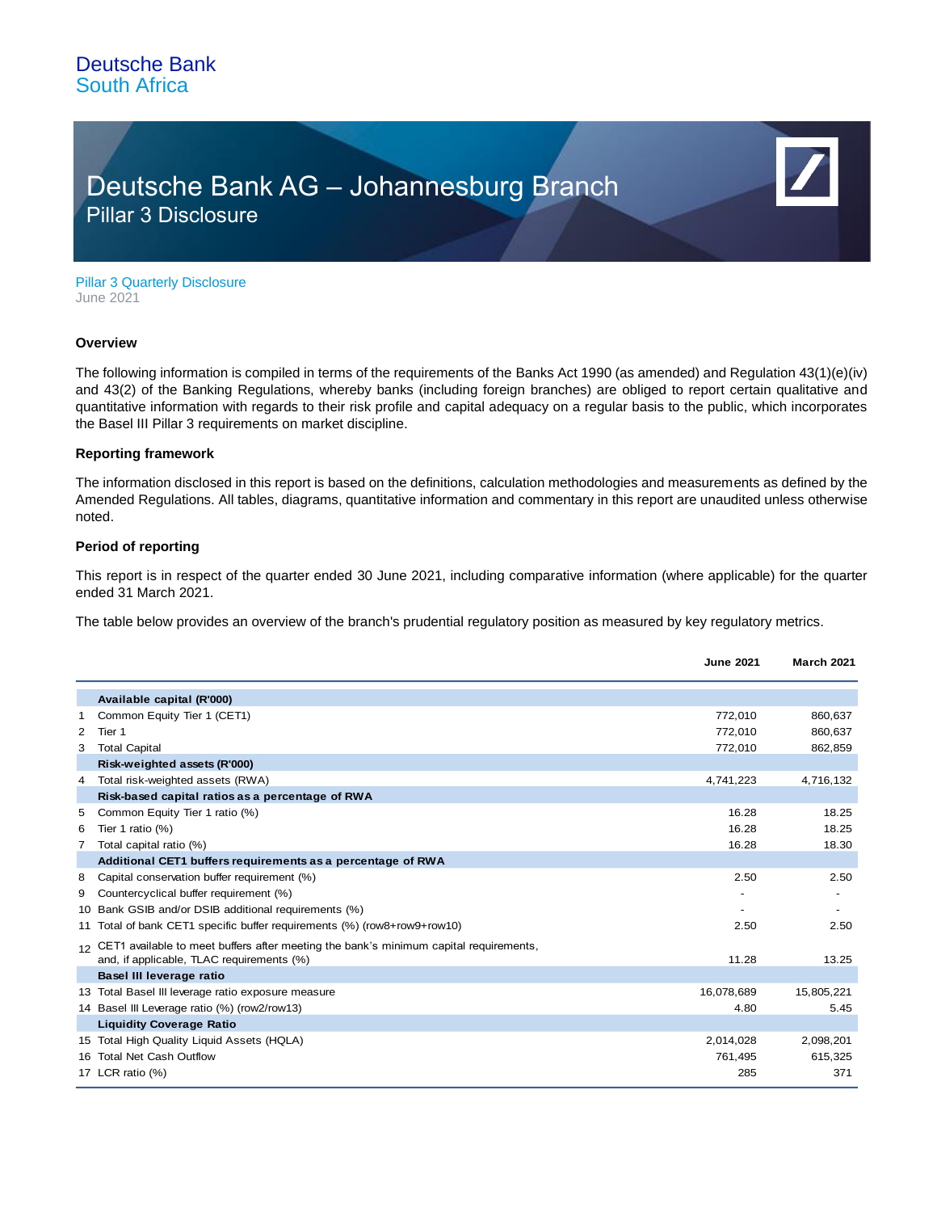Deutsche Bank
South Africa

# Deutsche Bank AG – Johannesburg Branch

## Pillar 3 Disclosure

Pillar 3 Quarterly Disclosure
June 2021

### Overview

The following information is compiled in terms of the requirements of the Banks Act 1990 (as amended) and Regulation 43(1)(e)(iv) and 43(2) of the Banking Regulations, whereby banks (including foreign branches) are obliged to report certain qualitative and quantitative information with regards to their risk profile and capital adequacy on a regular basis to the public, which incorporates the Basel III Pillar 3 requirements on market discipline.

### Reporting framework

The information disclosed in this report is based on the definitions, calculation methodologies and measurements as defined by the Amended Regulations. All tables, diagrams, quantitative information and commentary in this report are unaudited unless otherwise noted.

### Period of reporting

This report is in respect of the quarter ended 30 June 2021, including comparative information (where applicable) for the quarter ended 31 March 2021.

The table below provides an overview of the branch's prudential regulatory position as measured by key regulatory metrics.

| | | June 2021 | March 2021 |
|---|---|---|---|
| | **Available capital (R'000)** | | |
| 1 | Common Equity Tier 1 (CET1) | 772,010 | 860,637 |
| 2 | Tier 1 | 772,010 | 860,637 |
| 3 | Total Capital | 772,010 | 862,859 |
| | **Risk-weighted assets (R'000)** | | |
| 4 | Total risk-weighted assets (RWA) | 4,741,223 | 4,716,132 |
| | **Risk-based capital ratios as a percentage of RWA** | | |
| 5 | Common Equity Tier 1 ratio (%) | 16.28 | 18.25 |
| 6 | Tier 1 ratio (%) | 16.28 | 18.25 |
| 7 | Total capital ratio (%) | 16.28 | 18.30 |
| | **Additional CET1 buffers requirements as a percentage of RWA** | | |
| 8 | Capital conservation buffer requirement (%) | 2.50 | 2.50 |
| 9 | Countercyclical buffer requirement (%) | - | - |
| 10 | Bank GSIB and/or DSIB additional requirements (%) | - | - |
| 11 | Total of bank CET1 specific buffer requirements (%) (row8+row9+row10) | 2.50 | 2.50 |
| 12 | CET1 available to meet buffers after meeting the bank's minimum capital requirements, and, if applicable, TLAC requirements (%) | 11.28 | 13.25 |
| | **Basel III leverage ratio** | | |
| 13 | Total Basel III leverage ratio exposure measure | 16,078,689 | 15,805,221 |
| 14 | Basel III Leverage ratio (%) (row2/row13) | 4.80 | 5.45 |
| | **Liquidity Coverage Ratio** | | |
| 15 | Total High Quality Liquid Assets (HQLA) | 2,014,028 | 2,098,201 |
| 16 | Total Net Cash Outflow | 761,495 | 615,325 |
| 17 | LCR ratio (%) | 285 | 371 |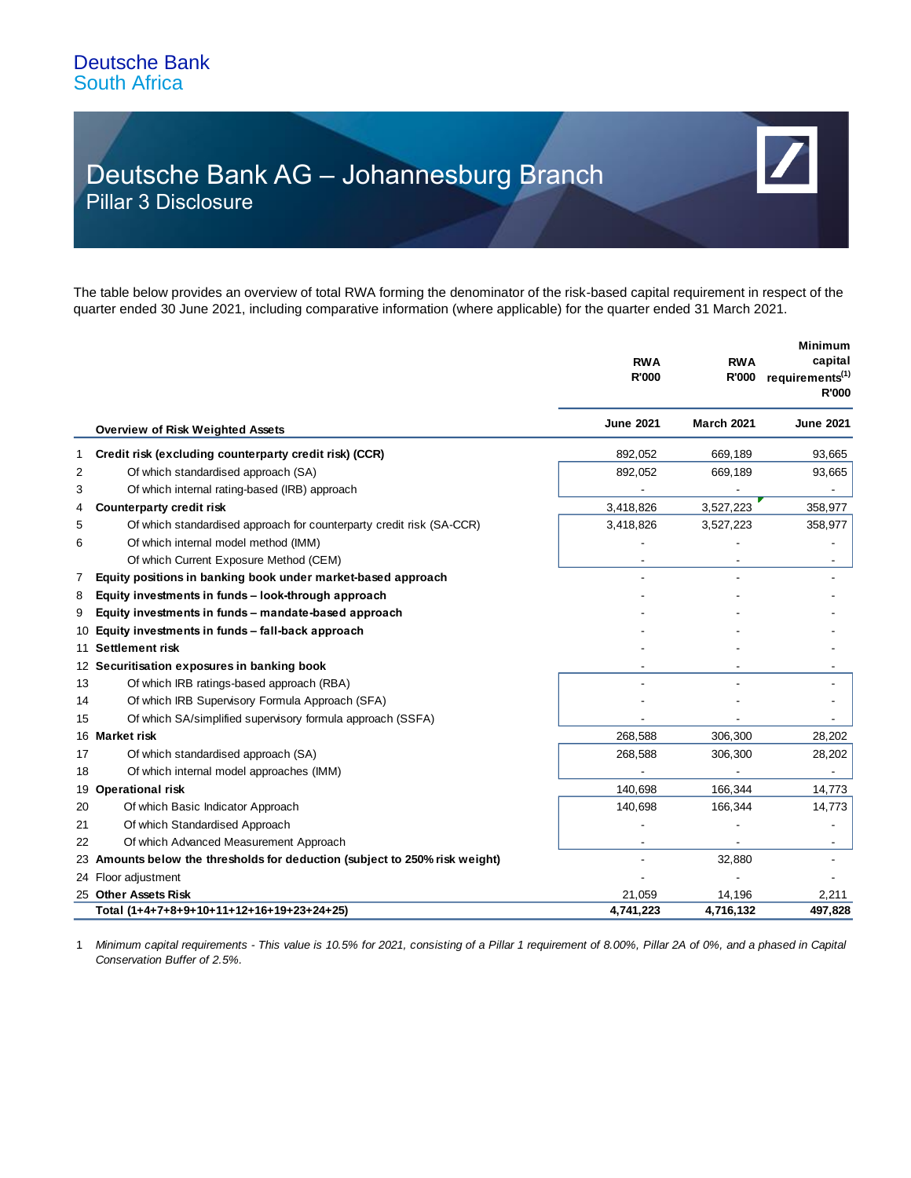Deutsche Bank
South Africa

# Deutsche Bank AG – Johannesburg Branch

## Pillar 3 Disclosure

The table below provides an overview of total RWA forming the denominator of the risk-based capital requirement in respect of the quarter ended 30 June 2021, including comparative information (where applicable) for the quarter ended 31 March 2021.

| | | RWA R'000 | RWA R'000 | Minimum capital requirements[1] R'000 |
|---|---|---|---|---|
| | **Overview of Risk Weighted Assets** | **June 2021** | **March 2021** | **June 2021** |
| 1 | **Credit risk (excluding counterparty credit risk) (CCR)** | 892,052 | 669,189 | 93,665 |
| 2 | Of which standardised approach (SA) | 892,052 | 669,189 | 93,665 |
| 3 | Of which internal rating-based (IRB) approach | - | - | - |
| 4 | **Counterparty credit risk** | 3,418,826 | 3,527,223 | 358,977 |
| 5 | Of which standardised approach for counterparty credit risk (SA-CCR) | 3,418,826 | 3,527,223 | 358,977 |
| 6 | Of which internal model method (IMM) | - | - | - |
| | Of which Current Exposure Method (CEM) | - | - | - |
| 7 | **Equity positions in banking book under market-based approach** | - | - | - |
| 8 | **Equity investments in funds – look-through approach** | - | - | - |
| 9 | **Equity investments in funds – mandate-based approach** | - | - | - |
| 10 | **Equity investments in funds – fall-back approach** | - | - | - |
| 11 | **Settlement risk** | - | - | - |
| 12 | **Securitisation exposures in banking book** | - | - | - |
| 13 | Of which IRB ratings-based approach (RBA) | - | - | - |
| 14 | Of which IRB Supervisory Formula Approach (SFA) | - | - | - |
| 15 | Of which SA/simplified supervisory formula approach (SSFA) | - | - | - |
| 16 | **Market risk** | 268,588 | 306,300 | 28,202 |
| 17 | Of which standardised approach (SA) | 268,588 | 306,300 | 28,202 |
| 18 | Of which internal model approaches (IMM) | - | - | - |
| 19 | **Operational risk** | 140,698 | 166,344 | 14,773 |
| 20 | Of which Basic Indicator Approach | 140,698 | 166,344 | 14,773 |
| 21 | Of which Standardised Approach | - | - | - |
| 22 | Of which Advanced Measurement Approach | - | - | - |
| 23 | **Amounts below the thresholds for deduction (subject to 250% risk weight)** | - | 32,880 | - |
| 24 | Floor adjustment | - | - | - |
| 25 | **Other Assets Risk** | 21,059 | 14,196 | 2,211 |
| | **Total (1+4+7+8+9+10+11+12+16+19+23+24+25)** | **4,741,223** | **4,716,132** | **497,828** |

1 *Minimum capital requirements - This value is 10.5% for 2021, consisting of a Pillar 1 requirement of 8.00%, Pillar 2A of 0%, and a phased in Capital Conservation Buffer of 2.5%.*